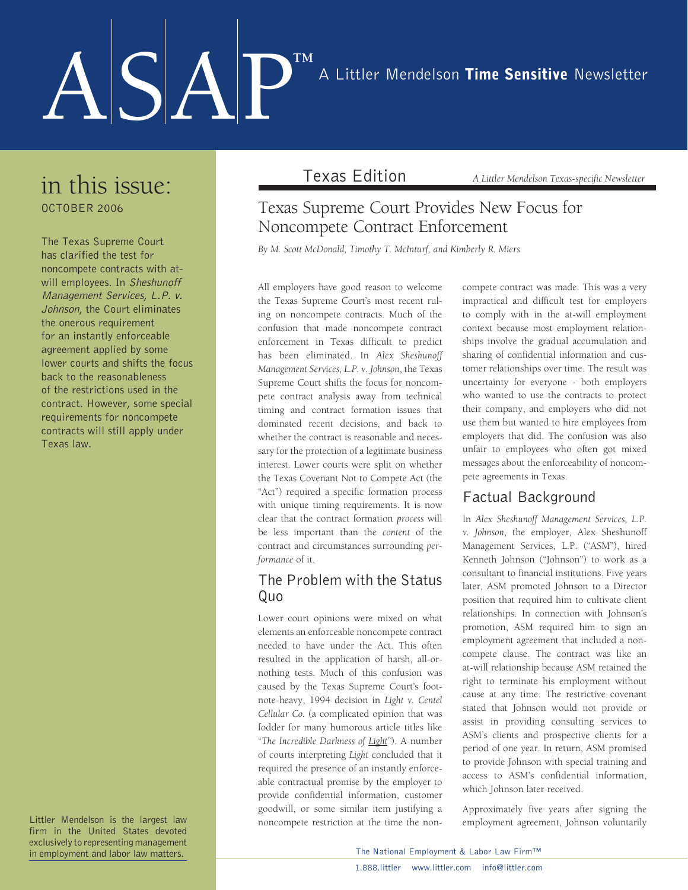# ASAP™ A Littler Mendelson **Time Sensitive** Newsletter

## in this issue:

OCTOBER 2006

The Texas Supreme Court has clarified the test for noncompete contracts with at-will employees. In *Sheshunoff Management Services, L.P. v. Johnson*, the Court eliminates the onerous requirement for an instantly enforceable agreement applied by some lower courts and shifts the focus back to the reasonableness of the restrictions used in the contract. However, some special requirements for noncompete contracts will still apply under Texas law.

Littler Mendelson is the largest law firm in the United States devoted exclusively to representing management in employment and labor matters.

**Texas Edition** *A Littler Mendelson Texas-specific Newsletter*

# Texas Supreme Court Provides New Focus for Noncompete Contract Enforcement

*By M. Scott McDonald, Timothy T. McInturf, and Kimberly R. Miers*

All employers have good reason to welcome the Texas Supreme Court's most recent ruling on noncompete contracts. Much of the confusion that made noncompete contract enforcement in Texas difficult to predict has been eliminated. In *Alex Sheshunoff Management Services, L.P. v. Johnson*, the Texas Supreme Court shifts the focus for noncompete contract analysis away from technical timing and contract formation issues that dominated recent decisions, and back to whether the contract is reasonable and necessary for the protection of a legitimate business interest. Lower courts were split on whether the Texas Covenant Not to Compete Act (the "Act") required a specific formation process with unique timing requirements. It is now clear that the contract formation *process* will be less important than the *content* of the contract and circumstances surrounding *performance* of it.

## The Problem with the Status Quo

Lower court opinions were mixed on what elements an enforceable noncompete contract needed to have under the Act. This often resulted in the application of harsh, all-or-nothing tests. Much of this confusion was caused by the Texas Supreme Court's footnote-heavy, 1994 decision in *Light v. Centel Cellular Co.* (a complicated opinion that was fodder for many humorous article titles like "*The Incredible Darkness of Light*"). A number of courts interpreting *Light* concluded that it required the presence of an instantly enforceable contractual promise by the employer to provide confidential information, customer goodwill, or some similar item justifying a noncompete restriction at the time the noncompete contract was made. This was a very impractical and difficult test for employers to comply with in the at-will employment context because most employment relationships involve the gradual accumulation and sharing of confidential information and customer relationships over time. The result was uncertainty for everyone - both employers who wanted to use the contracts to protect their company, and employers who did not use them but wanted to hire employees from employers that did. The confusion was also unfair to employees who often got mixed messages about the enforceability of noncompete agreements in Texas.

## Factual Background

In *Alex Sheshunoff Management Services, L.P. v. Johnson*, the employer, Alex Sheshunoff Management Services, L.P. ("ASM"), hired Kenneth Johnson ("Johnson") to work as a consultant to financial institutions. Five years later, ASM promoted Johnson to a Director position that required him to cultivate client relationships. In connection with Johnson's promotion, ASM required him to sign an employment agreement that included a noncompete clause. The contract was like an at-will relationship because ASM retained the right to terminate his employment without cause at any time. The restrictive covenant stated that Johnson would not provide or assist in providing consulting services to ASM's clients and prospective clients for a period of one year. In return, ASM promised to provide Johnson with special training and access to ASM's confidential information, which Johnson later received.

Approximately five years after signing the employment agreement, Johnson voluntarily

The National Employment & Labor Law Firm™

1.888.littler www.littler.com info@littler.com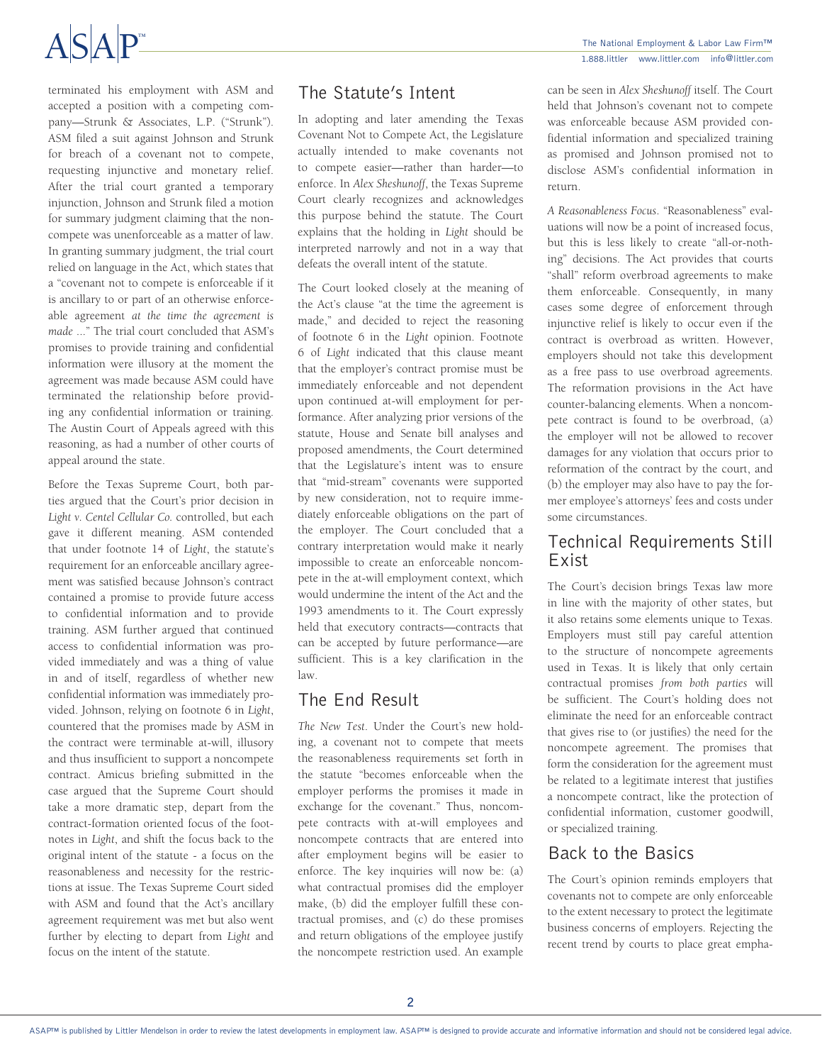terminated his employment with ASM and accepted a position with a competing company—Strunk & Associates, L.P. ("Strunk"). ASM filed a suit against Johnson and Strunk for breach of a covenant not to compete, requesting injunctive and monetary relief. After the trial court granted a temporary injunction, Johnson and Strunk filed a motion for summary judgment claiming that the noncompete was unenforceable as a matter of law. In granting summary judgment, the trial court relied on language in the Act, which states that a "covenant not to compete is enforceable if it is ancillary to or part of an otherwise enforceable agreement *at the time the agreement is made* ..." The trial court concluded that ASM's promises to provide training and confidential information were illusory at the moment the agreement was made because ASM could have terminated the relationship before providing any confidential information or training. The Austin Court of Appeals agreed with this reasoning, as had a number of other courts of appeal around the state.

Before the Texas Supreme Court, both parties argued that the Court's prior decision in *Light v. Centel Cellular Co.* controlled, but each gave it different meaning. ASM contended that under footnote 14 of *Light*, the statute's requirement for an enforceable ancillary agreement was satisfied because Johnson's contract contained a promise to provide future access to confidential information and to provide training. ASM further argued that continued access to confidential information was provided immediately and was a thing of value in and of itself, regardless of whether new confidential information was immediately provided. Johnson, relying on footnote 6 in *Light*, countered that the promises made by ASM in the contract were terminable at-will, illusory and thus insufficient to support a noncompete contract. Amicus briefing submitted in the case argued that the Supreme Court should take a more dramatic step, depart from the contract-formation oriented focus of the footnotes in *Light*, and shift the focus back to the original intent of the statute - a focus on the reasonableness and necessity for the restrictions at issue. The Texas Supreme Court sided with ASM and found that the Act's ancillary agreement requirement was met but also went further by electing to depart from *Light* and focus on the intent of the statute.

## The Statute's Intent

In adopting and later amending the Texas Covenant Not to Compete Act, the Legislature actually intended to make covenants not to compete easier—rather than harder—to enforce. In *Alex Sheshunoff*, the Texas Supreme Court clearly recognizes and acknowledges this purpose behind the statute. The Court explains that the holding in *Light* should be interpreted narrowly and not in a way that defeats the overall intent of the statute.

The Court looked closely at the meaning of the Act's clause "at the time the agreement is made," and decided to reject the reasoning of footnote 6 in the *Light* opinion. Footnote 6 of *Light* indicated that this clause meant that the employer's contract promise must be immediately enforceable and not dependent upon continued at-will employment for performance. After analyzing prior versions of the statute, House and Senate bill analyses and proposed amendments, the Court determined that the Legislature's intent was to ensure that "mid-stream" covenants were supported by new consideration, not to require immediately enforceable obligations on the part of the employer. The Court concluded that a contrary interpretation would make it nearly impossible to create an enforceable noncompete in the at-will employment context, which would undermine the intent of the Act and the 1993 amendments to it. The Court expressly held that executory contracts—contracts that can be accepted by future performance—are sufficient. This is a key clarification in the law.

## The End Result

*The New Test*. Under the Court's new holding, a covenant not to compete that meets the reasonableness requirements set forth in the statute "becomes enforceable when the employer performs the promises it made in exchange for the covenant." Thus, noncompete contracts with at-will employees and noncompete contracts that are entered into after employment begins will be easier to enforce. The key inquiries will now be: (a) what contractual promises did the employer make, (b) did the employer fulfill these contractual promises, and (c) do these promises and return obligations of the employee justify the noncompete restriction used. An example can be seen in *Alex Sheshunoff* itself. The Court held that Johnson's covenant not to compete was enforceable because ASM provided confidential information and specialized training as promised and Johnson promised not to disclose ASM's confidential information in return.

*A Reasonableness Focus*. "Reasonableness" evaluations will now be a point of increased focus, but this is less likely to create "all-or-nothing" decisions. The Act provides that courts "shall" reform overbroad agreements to make them enforceable. Consequently, in many cases some degree of enforcement through injunctive relief is likely to occur even if the contract is overbroad as written. However, employers should not take this development as a free pass to use overbroad agreements. The reformation provisions in the Act have counter-balancing elements. When a noncompete contract is found to be overbroad, (a) the employer will not be allowed to recover damages for any violation that occurs prior to reformation of the contract by the court, and (b) the employer may also have to pay the former employee's attorneys' fees and costs under some circumstances.

## Technical Requirements Still Exist

The Court's decision brings Texas law more in line with the majority of other states, but it also retains some elements unique to Texas. Employers must still pay careful attention to the structure of noncompete agreements used in Texas. It is likely that only certain contractual promises *from both parties* will be sufficient. The Court's holding does not eliminate the need for an enforceable contract that gives rise to (or justifies) the need for the noncompete agreement. The promises that form the consideration for the agreement must be related to a legitimate interest that justifies a noncompete contract, like the protection of confidential information, customer goodwill, or specialized training.

## Back to the Basics

The Court's opinion reminds employers that covenants not to compete are only enforceable to the extent necessary to protect the legitimate business concerns of employers. Rejecting the recent trend by courts to place great empha-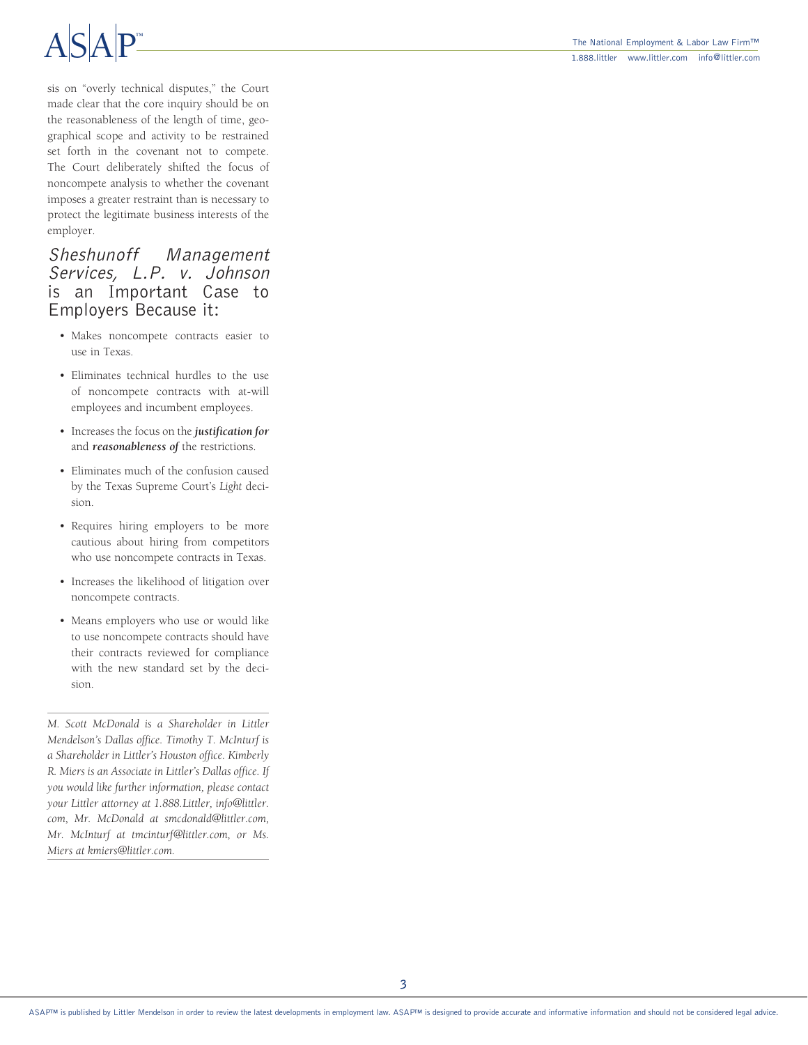sis on "overly technical disputes," the Court made clear that the core inquiry should be on the reasonableness of the length of time, geographical scope and activity to be restrained set forth in the covenant not to compete. The Court deliberately shifted the focus of noncompete analysis to whether the covenant imposes a greater restraint than is necessary to protect the legitimate business interests of the employer.

## *Sheshunoff Management Services, L.P. v. Johnson* is an Important Case to Employers Because it:

- Makes noncompete contracts easier to use in Texas.
- Eliminates technical hurdles to the use of noncompete contracts with at-will employees and incumbent employees.
- Increases the focus on the ***justification for*** and ***reasonableness of*** the restrictions.
- Eliminates much of the confusion caused by the Texas Supreme Court's *Light* decision.
- Requires hiring employers to be more cautious about hiring from competitors who use noncompete contracts in Texas.
- Increases the likelihood of litigation over noncompete contracts.
- Means employers who use or would like to use noncompete contracts should have their contracts reviewed for compliance with the new standard set by the decision.

---

*M. Scott McDonald is a Shareholder in Littler Mendelson's Dallas office. Timothy T. McInturf is a Shareholder in Littler's Houston office. Kimberly R. Miers is an Associate in Littler's Dallas office. If you would like further information, please contact your Littler attorney at 1.888.Littler, info@littler.com, Mr. McDonald at smcdonald@littler.com, Mr. McInturf at tmcinturf@littler.com, or Ms. Miers at kmiers@littler.com.*

---